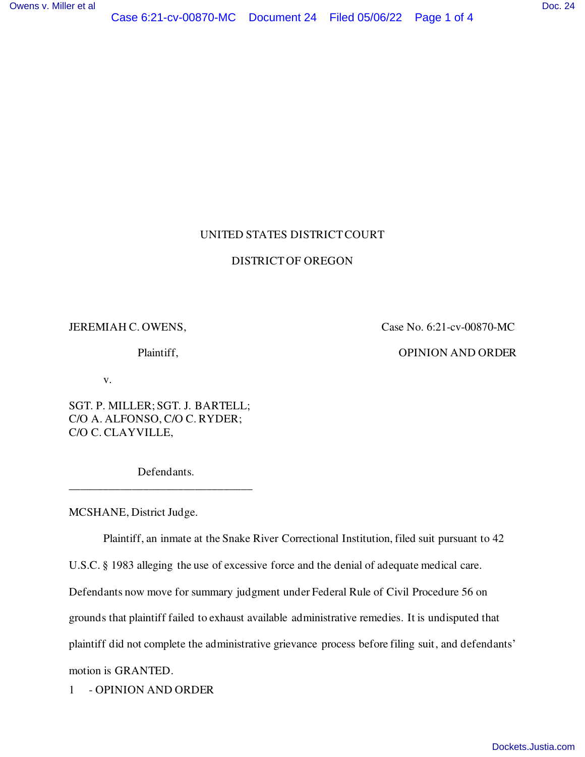UNITED STATES DISTRICT COURT

DISTRICT OF OREGON

JEREMIAH C. OWENS,

Plaintiff,

v.

SGT. P. MILLER; SGT. J. BARTELL; C/O A. ALFONSO, C/O C. RYDER; C/O C. CLAYVILLE,

Defendants.

Case No. 6:21-cv-00870-MC

OPINION AND ORDER

---

MCSHANE, District Judge.

Plaintiff, an inmate at the Snake River Correctional Institution, filed suit pursuant to 42 U.S.C. § 1983 alleging the use of excessive force and the denial of adequate medical care. Defendants now move for summary judgment under Federal Rule of Civil Procedure 56 on grounds that plaintiff failed to exhaust available administrative remedies. It is undisputed that plaintiff did not complete the administrative grievance process before filing suit, and defendants' motion is GRANTED.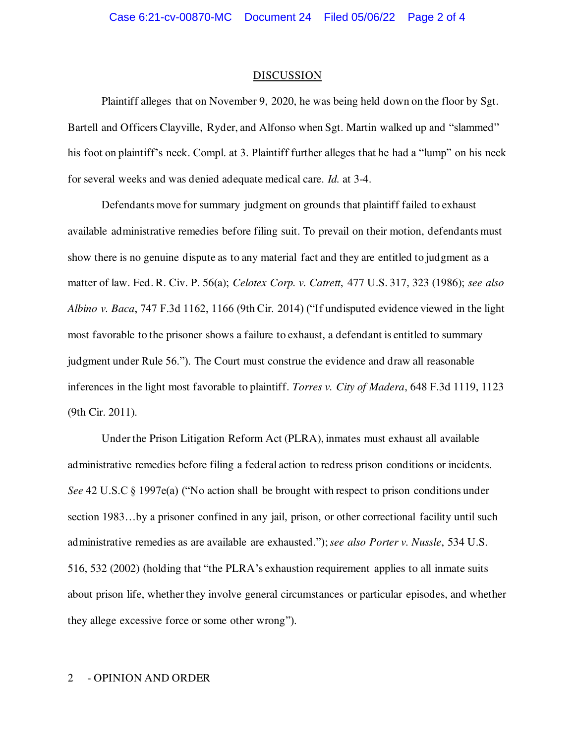## DISCUSSION

Plaintiff alleges that on November 9, 2020, he was being held down on the floor by Sgt. Bartell and Officers Clayville, Ryder, and Alfonso when Sgt. Martin walked up and "slammed" his foot on plaintiff's neck. Compl. at 3. Plaintiff further alleges that he had a "lump" on his neck for several weeks and was denied adequate medical care. *Id.* at 3-4.

Defendants move for summary judgment on grounds that plaintiff failed to exhaust available administrative remedies before filing suit. To prevail on their motion, defendants must show there is no genuine dispute as to any material fact and they are entitled to judgment as a matter of law. Fed. R. Civ. P. 56(a); *Celotex Corp. v. Catrett*, 477 U.S. 317, 323 (1986); *see also Albino v. Baca*, 747 F.3d 1162, 1166 (9th Cir. 2014) ("If undisputed evidence viewed in the light most favorable to the prisoner shows a failure to exhaust, a defendant is entitled to summary judgment under Rule 56."). The Court must construe the evidence and draw all reasonable inferences in the light most favorable to plaintiff. *Torres v. City of Madera*, 648 F.3d 1119, 1123 (9th Cir. 2011).

Under the Prison Litigation Reform Act (PLRA), inmates must exhaust all available administrative remedies before filing a federal action to redress prison conditions or incidents. *See* 42 U.S.C § 1997e(a) ("No action shall be brought with respect to prison conditions under section 1983…by a prisoner confined in any jail, prison, or other correctional facility until such administrative remedies as are available are exhausted."); *see also Porter v. Nussle*, 534 U.S. 516, 532 (2002) (holding that "the PLRA's exhaustion requirement applies to all inmate suits about prison life, whether they involve general circumstances or particular episodes, and whether they allege excessive force or some other wrong").

2 - OPINION AND ORDER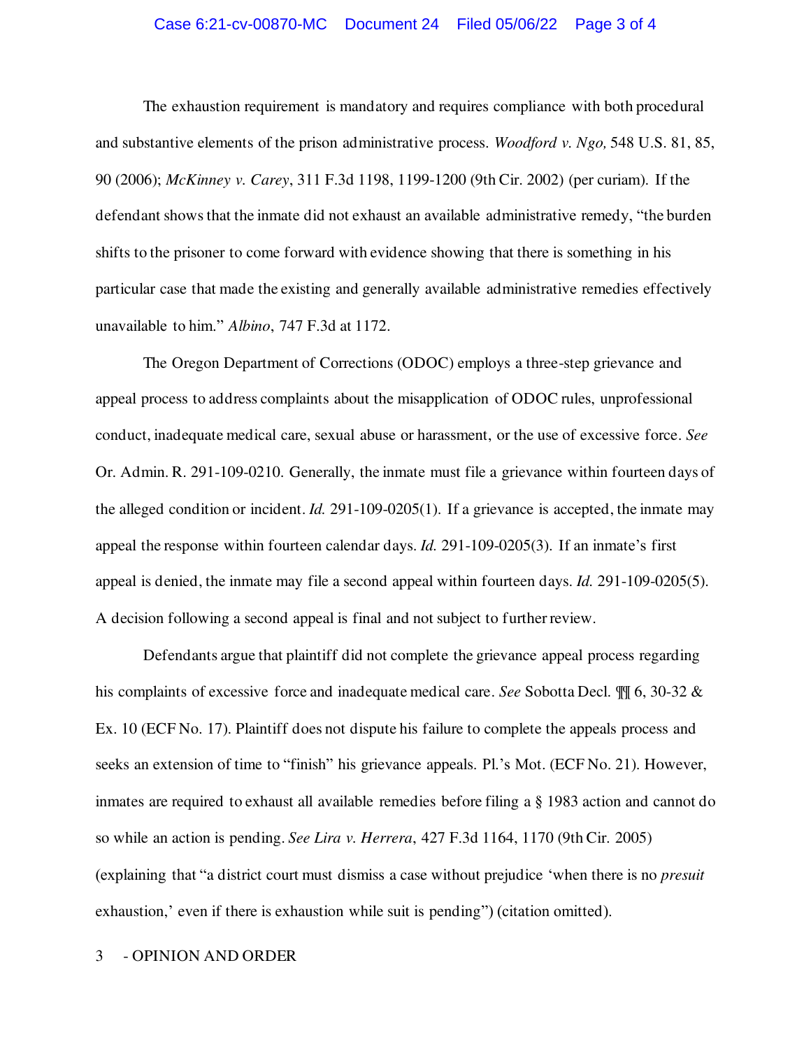The exhaustion requirement is mandatory and requires compliance with both procedural and substantive elements of the prison administrative process. *Woodford v. Ngo,* 548 U.S. 81, 85, 90 (2006); *McKinney v. Carey*, 311 F.3d 1198, 1199-1200 (9th Cir. 2002) (per curiam). If the defendant shows that the inmate did not exhaust an available administrative remedy, "the burden shifts to the prisoner to come forward with evidence showing that there is something in his particular case that made the existing and generally available administrative remedies effectively unavailable to him." *Albino*, 747 F.3d at 1172.

The Oregon Department of Corrections (ODOC) employs a three-step grievance and appeal process to address complaints about the misapplication of ODOC rules, unprofessional conduct, inadequate medical care, sexual abuse or harassment, or the use of excessive force. *See* Or. Admin. R. 291-109-0210. Generally, the inmate must file a grievance within fourteen days of the alleged condition or incident. *Id.* 291-109-0205(1). If a grievance is accepted, the inmate may appeal the response within fourteen calendar days. *Id.* 291-109-0205(3). If an inmate's first appeal is denied, the inmate may file a second appeal within fourteen days. *Id.* 291-109-0205(5). A decision following a second appeal is final and not subject to further review.

Defendants argue that plaintiff did not complete the grievance appeal process regarding his complaints of excessive force and inadequate medical care. *See* Sobotta Decl. ¶¶ 6, 30-32 & Ex. 10 (ECF No. 17). Plaintiff does not dispute his failure to complete the appeals process and seeks an extension of time to "finish" his grievance appeals. Pl.'s Mot. (ECF No. 21). However, inmates are required to exhaust all available remedies before filing a § 1983 action and cannot do so while an action is pending. *See Lira v. Herrera*, 427 F.3d 1164, 1170 (9th Cir. 2005) (explaining that "a district court must dismiss a case without prejudice 'when there is no *presuit* exhaustion,' even if there is exhaustion while suit is pending") (citation omitted).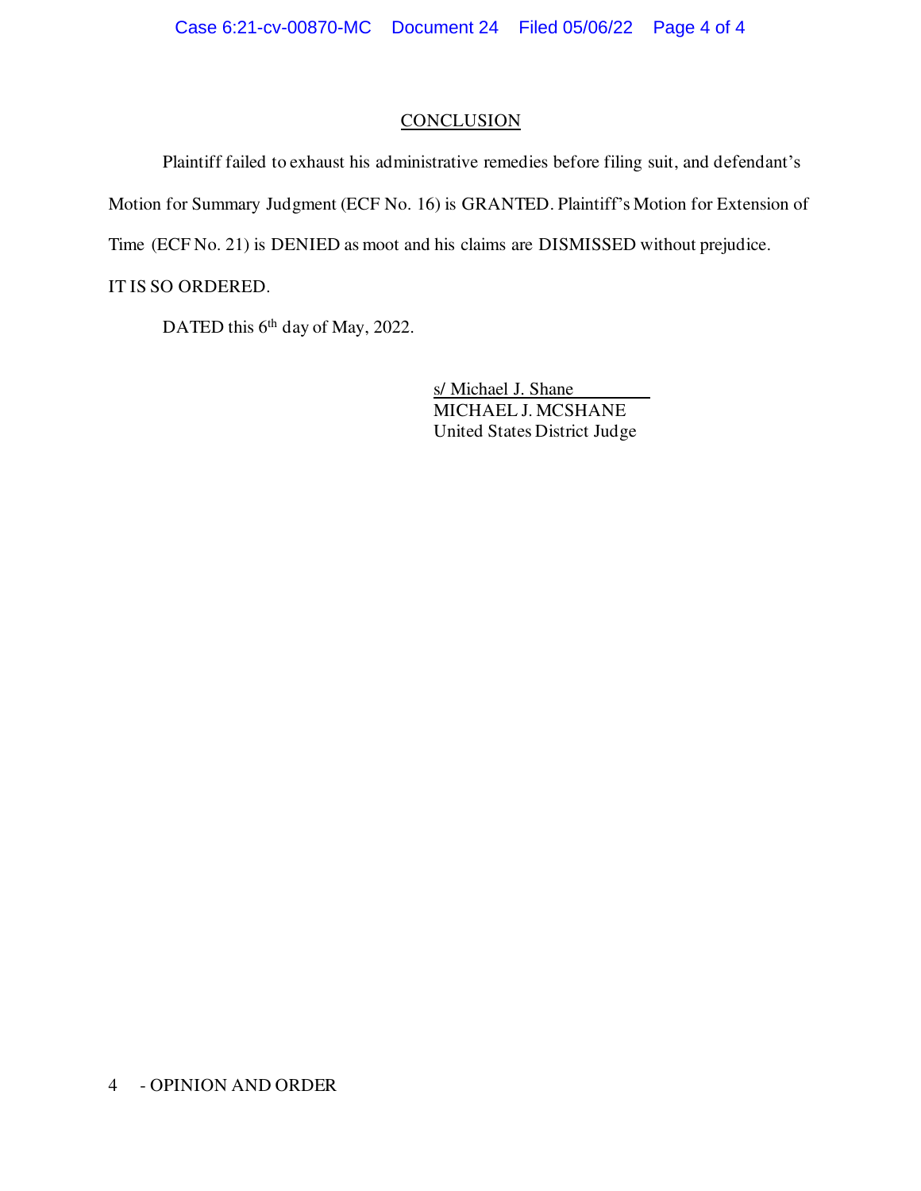## CONCLUSION

Plaintiff failed to exhaust his administrative remedies before filing suit, and defendant's Motion for Summary Judgment (ECF No. 16) is GRANTED. Plaintiff's Motion for Extension of Time (ECF No. 21) is DENIED as moot and his claims are DISMISSED without prejudice.

IT IS SO ORDERED.

DATED this 6th day of May, 2022.

s/ Michael J. Shane
MICHAEL J. MCSHANE
United States District Judge

4 - OPINION AND ORDER